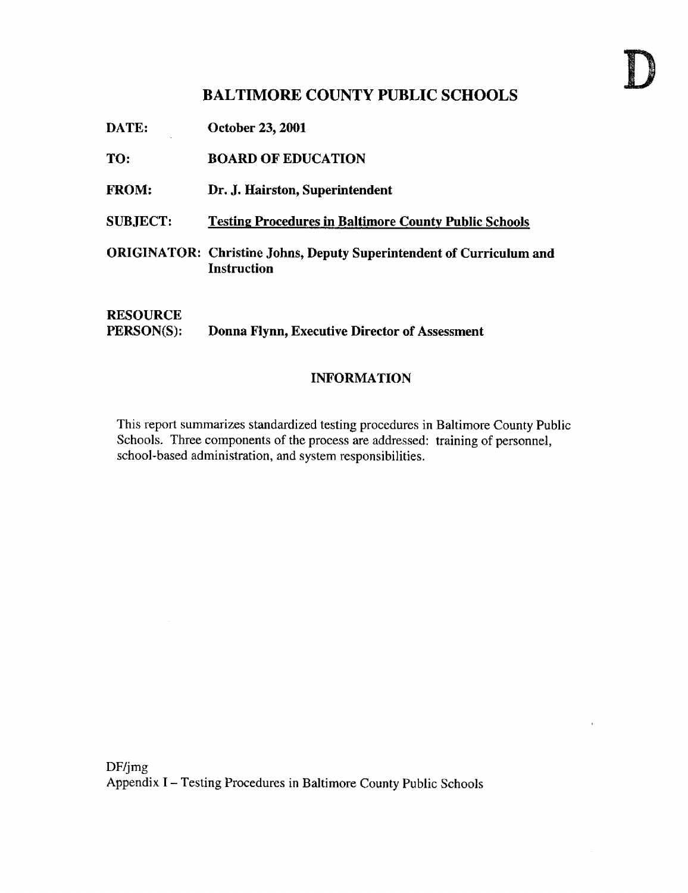D

# BALTIMORE COUNTY PUBLIC SCHOOLS

**DATE:** October 23, 2001

**TO:** BOARD OF EDUCATION

**FROM:** Dr. J. Hairston, Superintendent

**SUBJECT:** Testing Procedures in Baltimore County Public Schools

**ORIGINATOR:** Christine Johns, Deputy Superintendent of Curriculum and Instruction

**RESOURCE PERSON(S):** Donna Flynn, Executive Director of Assessment

## INFORMATION

This report summarizes standardized testing procedures in Baltimore County Public Schools. Three components of the process are addressed: training of personnel, school-based administration, and system responsibilities.

DF/jmg

Appendix I – Testing Procedures in Baltimore County Public Schools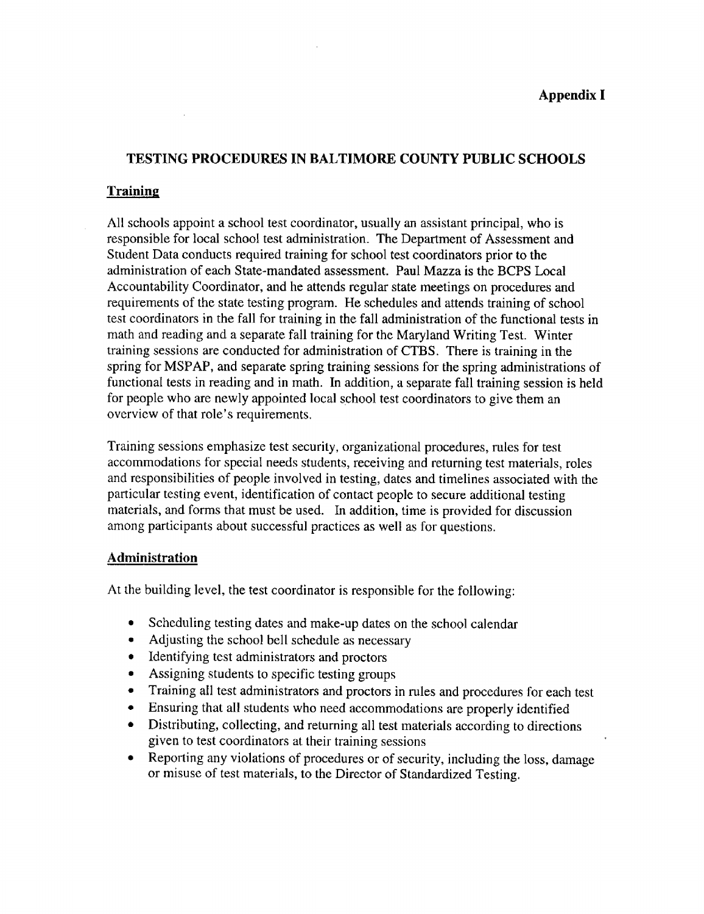**Appendix I**

## TESTING PROCEDURES IN BALTIMORE COUNTY PUBLIC SCHOOLS

### Training

All schools appoint a school test coordinator, usually an assistant principal, who is responsible for local school test administration. The Department of Assessment and Student Data conducts required training for school test coordinators prior to the administration of each State-mandated assessment. Paul Mazza is the BCPS Local Accountability Coordinator, and he attends regular state meetings on procedures and requirements of the state testing program. He schedules and attends training of school test coordinators in the fall for training in the fall administration of the functional tests in math and reading and a separate fall training for the Maryland Writing Test. Winter training sessions are conducted for administration of CTBS. There is training in the spring for MSPAP, and separate spring training sessions for the spring administrations of functional tests in reading and in math. In addition, a separate fall training session is held for people who are newly appointed local school test coordinators to give them an overview of that role's requirements.

Training sessions emphasize test security, organizational procedures, rules for test accommodations for special needs students, receiving and returning test materials, roles and responsibilities of people involved in testing, dates and timelines associated with the particular testing event, identification of contact people to secure additional testing materials, and forms that must be used. In addition, time is provided for discussion among participants about successful practices as well as for questions.

### Administration

At the building level, the test coordinator is responsible for the following:

- Scheduling testing dates and make-up dates on the school calendar
- Adjusting the school bell schedule as necessary
- Identifying test administrators and proctors
- Assigning students to specific testing groups
- Training all test administrators and proctors in rules and procedures for each test
- Ensuring that all students who need accommodations are properly identified
- Distributing, collecting, and returning all test materials according to directions given to test coordinators at their training sessions
- Reporting any violations of procedures or of security, including the loss, damage or misuse of test materials, to the Director of Standardized Testing.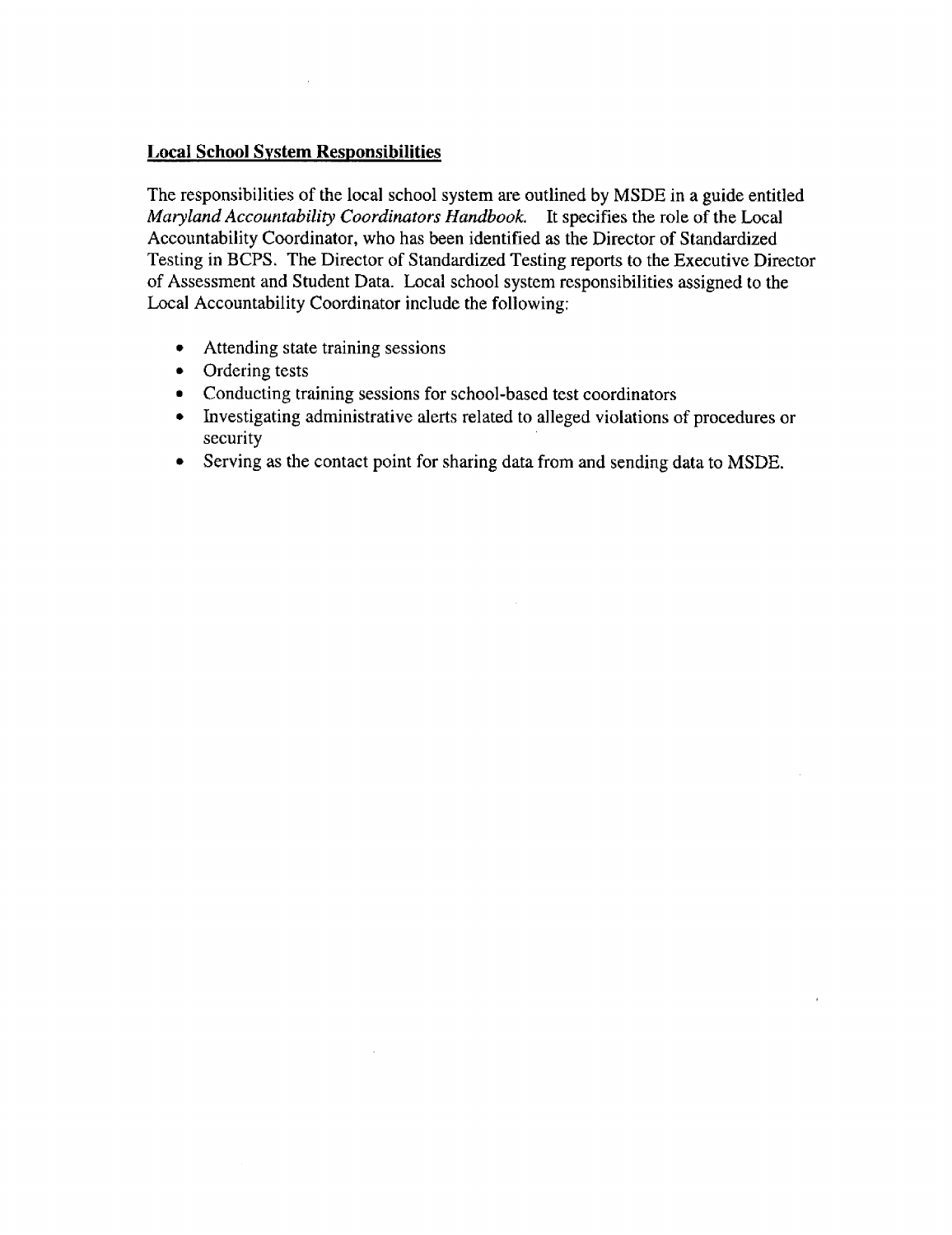## Local School System Responsibilities

The responsibilities of the local school system are outlined by MSDE in a guide entitled *Maryland Accountability Coordinators Handbook.* It specifies the role of the Local Accountability Coordinator, who has been identified as the Director of Standardized Testing in BCPS. The Director of Standardized Testing reports to the Executive Director of Assessment and Student Data. Local school system responsibilities assigned to the Local Accountability Coordinator include the following:

- Attending state training sessions
- Ordering tests
- Conducting training sessions for school-based test coordinators
- Investigating administrative alerts related to alleged violations of procedures or security
- Serving as the contact point for sharing data from and sending data to MSDE.